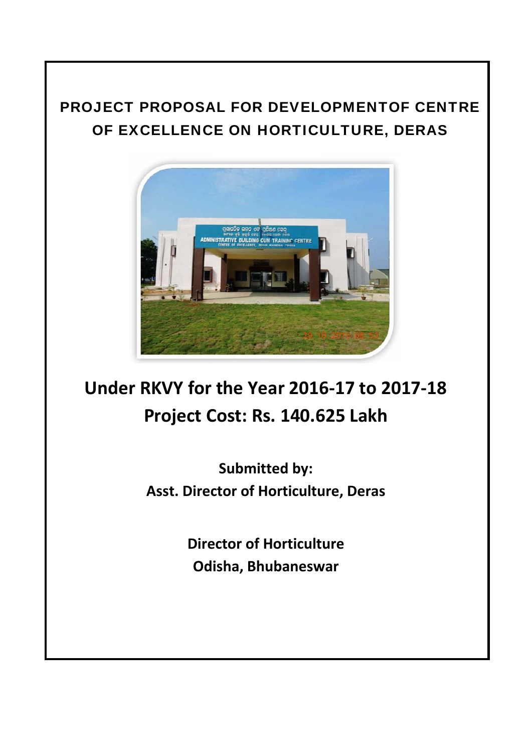# PROJECT PROPOSAL FOR DEVELOPMENTOF CENTRE OF EXCELLENCE ON HORTICULTURE, DERAS

## Under RKVY for the Year 2016-17 to 2017-18

## Project Cost: Rs. 140.625 Lakh

**Submitted by:**

**Asst. Director of Horticulture, Deras**

**Director of Horticulture**

**Odisha, Bhubaneswar**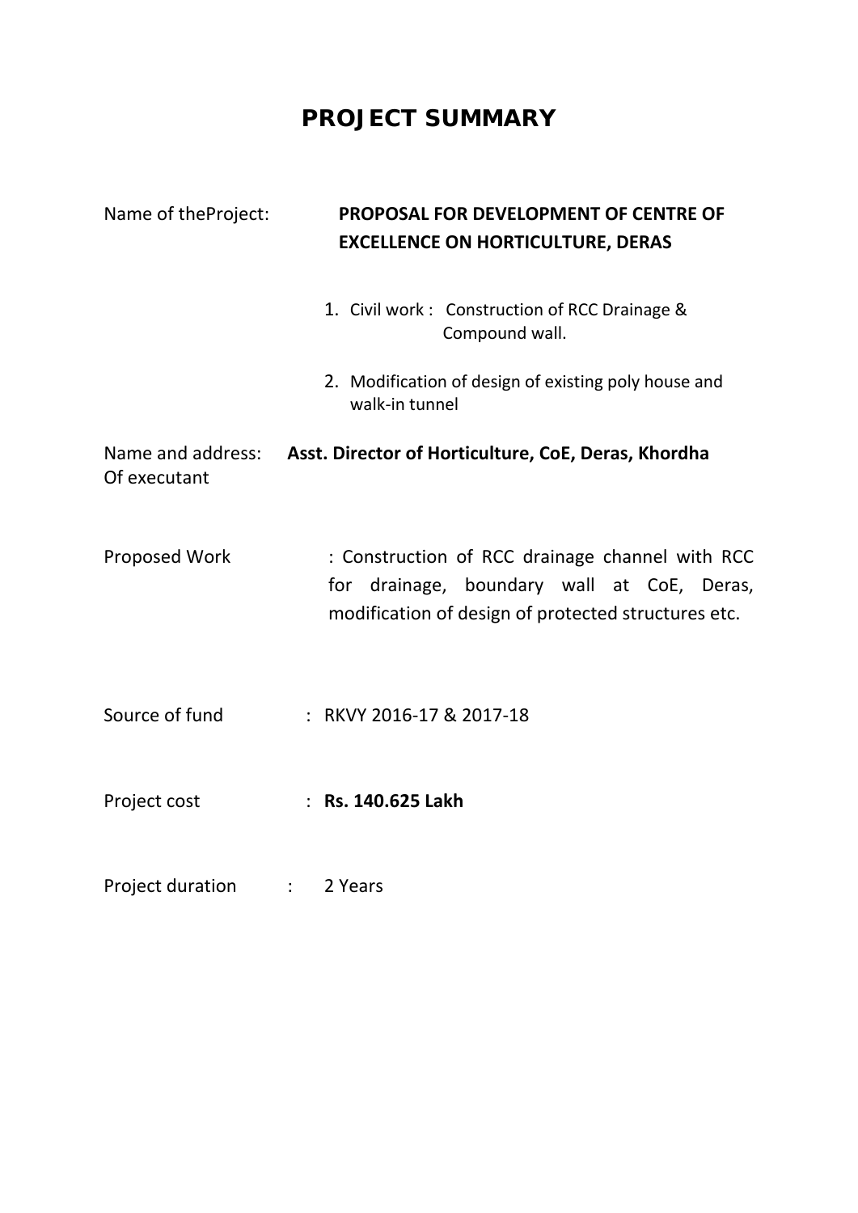# PROJECT SUMMARY

Name of theProject: **PROPOSAL FOR DEVELOPMENT OF CENTRE OF EXCELLENCE ON HORTICULTURE, DERAS**

1. Civil work : Construction of RCC Drainage & Compound wall.
2. Modification of design of existing poly house and walk-in tunnel

Name and address: Of executant **Asst. Director of Horticulture, CoE, Deras, Khordha**

Proposed Work : Construction of RCC drainage channel with RCC for drainage, boundary wall at CoE, Deras, modification of design of protected structures etc.

Source of fund : RKVY 2016-17 & 2017-18

Project cost : **Rs. 140.625 Lakh**

Project duration : 2 Years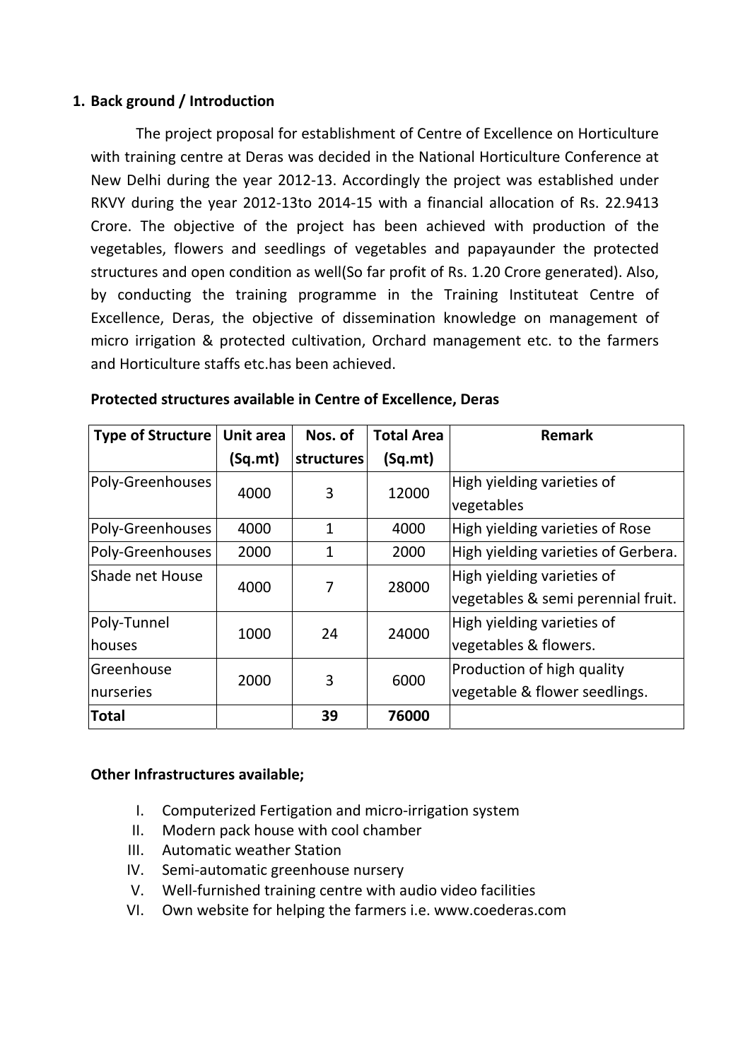## 1. Back ground / Introduction

The project proposal for establishment of Centre of Excellence on Horticulture with training centre at Deras was decided in the National Horticulture Conference at New Delhi during the year 2012-13. Accordingly the project was established under RKVY during the year 2012-13to 2014-15 with a financial allocation of Rs. 22.9413 Crore. The objective of the project has been achieved with production of the vegetables, flowers and seedlings of vegetables and papayaunder the protected structures and open condition as well(So far profit of Rs. 1.20 Crore generated). Also, by conducting the training programme in the Training Instituteat Centre of Excellence, Deras, the objective of dissemination knowledge on management of micro irrigation & protected cultivation, Orchard management etc. to the farmers and Horticulture staffs etc.has been achieved.

**Protected structures available in Centre of Excellence, Deras**

| Type of Structure | Unit area (Sq.mt) | Nos. of structures | Total Area (Sq.mt) | Remark |
|---|---|---|---|---|
| Poly-Greenhouses | 4000 | 3 | 12000 | High yielding varieties of vegetables |
| Poly-Greenhouses | 4000 | 1 | 4000 | High yielding varieties of Rose |
| Poly-Greenhouses | 2000 | 1 | 2000 | High yielding varieties of Gerbera. |
| Shade net House | 4000 | 7 | 28000 | High yielding varieties of vegetables & semi perennial fruit. |
| Poly-Tunnel houses | 1000 | 24 | 24000 | High yielding varieties of vegetables & flowers. |
| Greenhouse nurseries | 2000 | 3 | 6000 | Production of high quality vegetable & flower seedlings. |
| **Total** | | **39** | **76000** | |

**Other Infrastructures available;**

I. Computerized Fertigation and micro-irrigation system
II. Modern pack house with cool chamber
III. Automatic weather Station
IV. Semi-automatic greenhouse nursery
V. Well-furnished training centre with audio video facilities
VI. Own website for helping the farmers i.e. www.coederas.com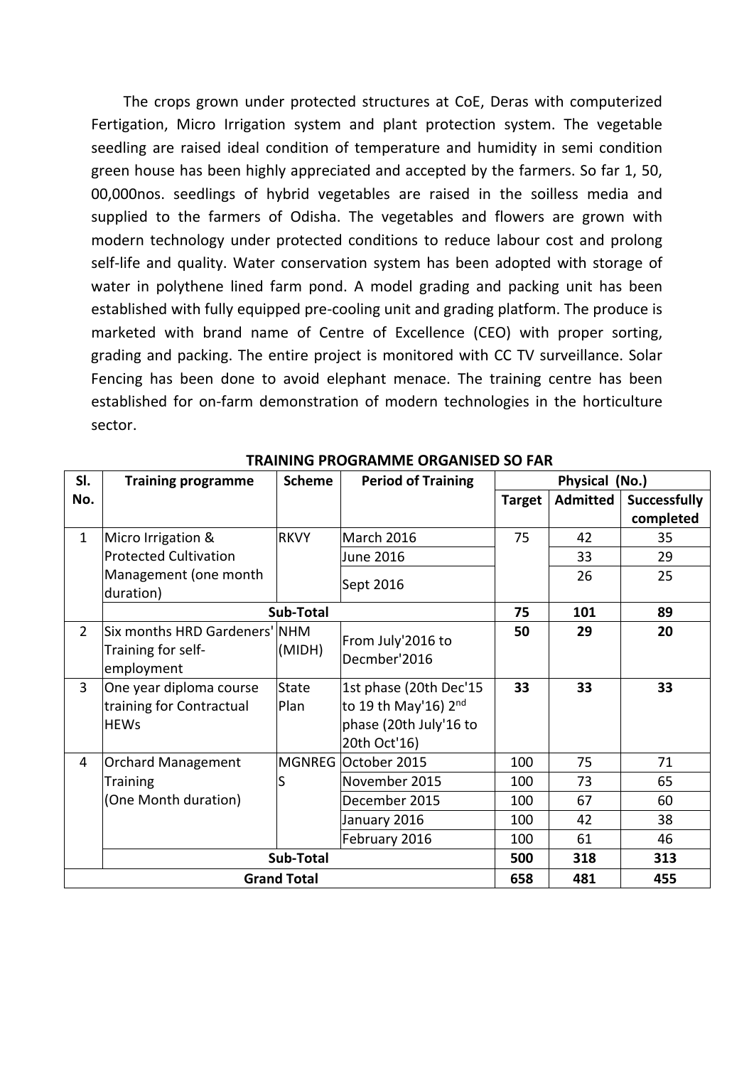The crops grown under protected structures at CoE, Deras with computerized Fertigation, Micro Irrigation system and plant protection system. The vegetable seedling are raised ideal condition of temperature and humidity in semi condition green house has been highly appreciated and accepted by the farmers. So far 1, 50, 00,000nos. seedlings of hybrid vegetables are raised in the soilless media and supplied to the farmers of Odisha. The vegetables and flowers are grown with modern technology under protected conditions to reduce labour cost and prolong self-life and quality. Water conservation system has been adopted with storage of water in polythene lined farm pond. A model grading and packing unit has been established with fully equipped pre-cooling unit and grading platform. The produce is marketed with brand name of Centre of Excellence (CEO) with proper sorting, grading and packing. The entire project is monitored with CC TV surveillance. Solar Fencing has been done to avoid elephant menace. The training centre has been established for on-farm demonstration of modern technologies in the horticulture sector.

**TRAINING PROGRAMME ORGANISED SO FAR**

| Sl. No. | Training programme | Scheme | Period of Training | Physical (No.) | | |
|---|---|---|---|---|---|---|
| | | | | Target | Admitted | Successfully completed |
| 1 | Micro Irrigation & Protected Cultivation Management (one month duration) | RKVY | March 2016 | 75 | 42 | 35 |
| | | | June 2016 | | 33 | 29 |
| | | | Sept 2016 | | 26 | 25 |
| | **Sub-Total** | | | **75** | **101** | **89** |
| 2 | Six months HRD Gardeners' Training for self-employment | NHM (MIDH) | From July'2016 to Decmber'2016 | **50** | **29** | **20** |
| 3 | One year diploma course training for Contractual HEWs | State Plan | 1st phase (20th Dec'15 to 19 th May'16) 2nd phase (20th July'16 to 20th Oct'16) | **33** | **33** | **33** |
| 4 | Orchard Management Training (One Month duration) | MGNREGS | October 2015 | 100 | 75 | 71 |
| | | | November 2015 | 100 | 73 | 65 |
| | | | December 2015 | 100 | 67 | 60 |
| | | | January 2016 | 100 | 42 | 38 |
| | | | February 2016 | 100 | 61 | 46 |
| | **Sub-Total** | | | **500** | **318** | **313** |
| **Grand Total** | | | | **658** | **481** | **455** |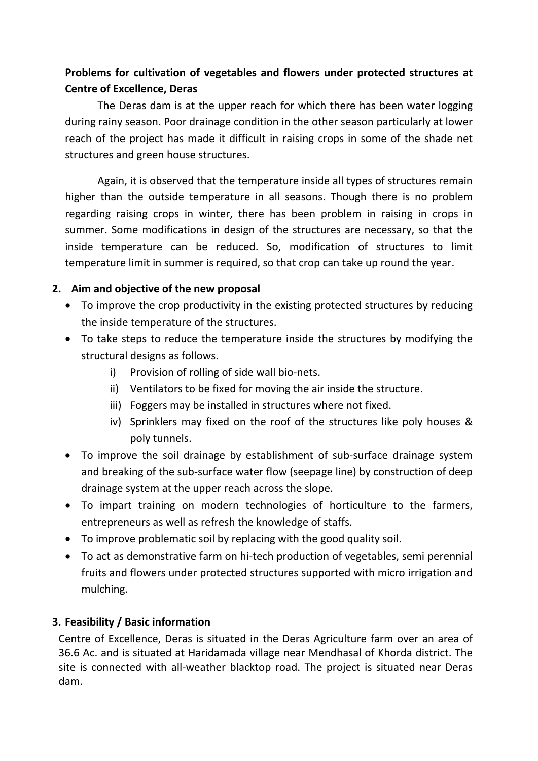**Problems for cultivation of vegetables and flowers under protected structures at Centre of Excellence, Deras**

The Deras dam is at the upper reach for which there has been water logging during rainy season. Poor drainage condition in the other season particularly at lower reach of the project has made it difficult in raising crops in some of the shade net structures and green house structures.

Again, it is observed that the temperature inside all types of structures remain higher than the outside temperature in all seasons. Though there is no problem regarding raising crops in winter, there has been problem in raising in crops in summer. Some modifications in design of the structures are necessary, so that the inside temperature can be reduced. So, modification of structures to limit temperature limit in summer is required, so that crop can take up round the year.

## 2. Aim and objective of the new proposal

- To improve the crop productivity in the existing protected structures by reducing the inside temperature of the structures.
- To take steps to reduce the temperature inside the structures by modifying the structural designs as follows.
    - i) Provision of rolling of side wall bio-nets.
    - ii) Ventilators to be fixed for moving the air inside the structure.
    - iii) Foggers may be installed in structures where not fixed.
    - iv) Sprinklers may fixed on the roof of the structures like poly houses & poly tunnels.
- To improve the soil drainage by establishment of sub-surface drainage system and breaking of the sub-surface water flow (seepage line) by construction of deep drainage system at the upper reach across the slope.
- To impart training on modern technologies of horticulture to the farmers, entrepreneurs as well as refresh the knowledge of staffs.
- To improve problematic soil by replacing with the good quality soil.
- To act as demonstrative farm on hi-tech production of vegetables, semi perennial fruits and flowers under protected structures supported with micro irrigation and mulching.

## 3. Feasibility / Basic information

Centre of Excellence, Deras is situated in the Deras Agriculture farm over an area of 36.6 Ac. and is situated at Haridamada village near Mendhasal of Khorda district. The site is connected with all-weather blacktop road. The project is situated near Deras dam.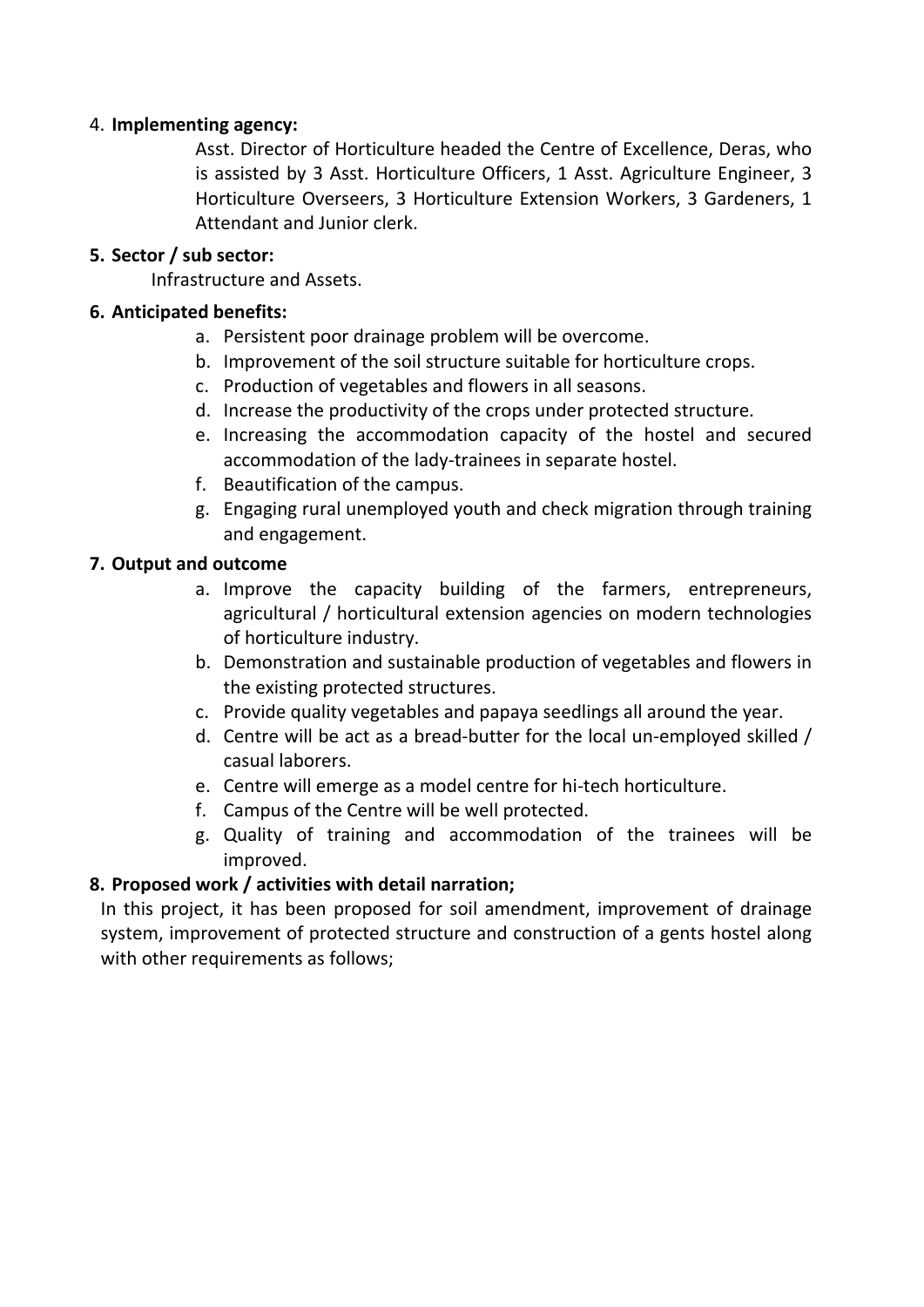4. **Implementing agency:**

   Asst. Director of Horticulture headed the Centre of Excellence, Deras, who is assisted by 3 Asst. Horticulture Officers, 1 Asst. Agriculture Engineer, 3 Horticulture Overseers, 3 Horticulture Extension Workers, 3 Gardeners, 1 Attendant and Junior clerk.

5. **Sector / sub sector:**

   Infrastructure and Assets.

6. **Anticipated benefits:**

   a. Persistent poor drainage problem will be overcome.
   b. Improvement of the soil structure suitable for horticulture crops.
   c. Production of vegetables and flowers in all seasons.
   d. Increase the productivity of the crops under protected structure.
   e. Increasing the accommodation capacity of the hostel and secured accommodation of the lady-trainees in separate hostel.
   f. Beautification of the campus.
   g. Engaging rural unemployed youth and check migration through training and engagement.

7. **Output and outcome**

   a. Improve the capacity building of the farmers, entrepreneurs, agricultural / horticultural extension agencies on modern technologies of horticulture industry.
   b. Demonstration and sustainable production of vegetables and flowers in the existing protected structures.
   c. Provide quality vegetables and papaya seedlings all around the year.
   d. Centre will be act as a bread-butter for the local un-employed skilled / casual laborers.
   e. Centre will emerge as a model centre for hi-tech horticulture.
   f. Campus of the Centre will be well protected.
   g. Quality of training and accommodation of the trainees will be improved.

8. **Proposed work / activities with detail narration;**

   In this project, it has been proposed for soil amendment, improvement of drainage system, improvement of protected structure and construction of a gents hostel along with other requirements as follows;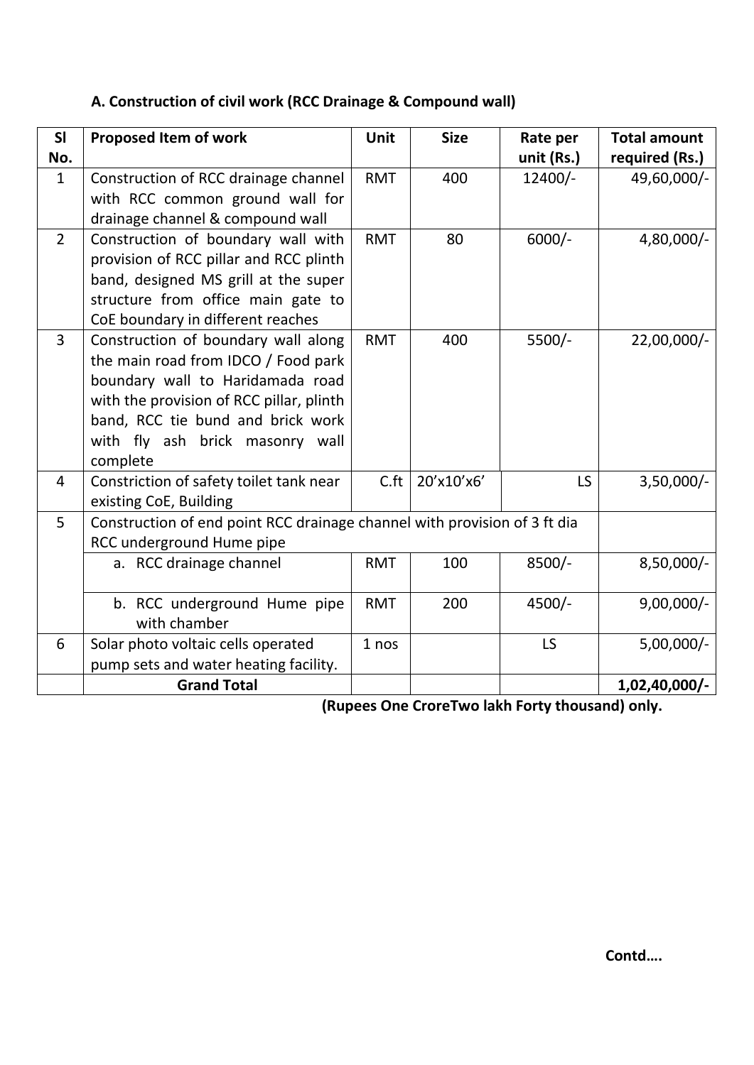### A. Construction of civil work (RCC Drainage & Compound wall)

| Sl No. | Proposed Item of work | Unit | Size | Rate per unit (Rs.) | Total amount required (Rs.) |
|---|---|---|---|---|---|
| 1 | Construction of RCC drainage channel with RCC common ground wall for drainage channel & compound wall | RMT | 400 | 12400/- | 49,60,000/- |
| 2 | Construction of boundary wall with provision of RCC pillar and RCC plinth band, designed MS grill at the super structure from office main gate to CoE boundary in different reaches | RMT | 80 | 6000/- | 4,80,000/- |
| 3 | Construction of boundary wall along the main road from IDCO / Food park boundary wall to Haridamada road with the provision of RCC pillar, plinth band, RCC tie bund and brick work with fly ash brick masonry wall complete | RMT | 400 | 5500/- | 22,00,000/- |
| 4 | Constriction of safety toilet tank near existing CoE, Building | C.ft | 20'x10'x6' | LS | 3,50,000/- |
| 5 | Construction of end point RCC drainage channel with provision of 3 ft dia RCC underground Hume pipe | | | | |
| | a. RCC drainage channel | RMT | 100 | 8500/- | 8,50,000/- |
| | b. RCC underground Hume pipe with chamber | RMT | 200 | 4500/- | 9,00,000/- |
| 6 | Solar photo voltaic cells operated pump sets and water heating facility. | 1 nos | | LS | 5,00,000/- |
| | **Grand Total** | | | | **1,02,40,000/-** |

**(Rupees One CroreTwo lakh Forty thousand) only.**

**Contd….**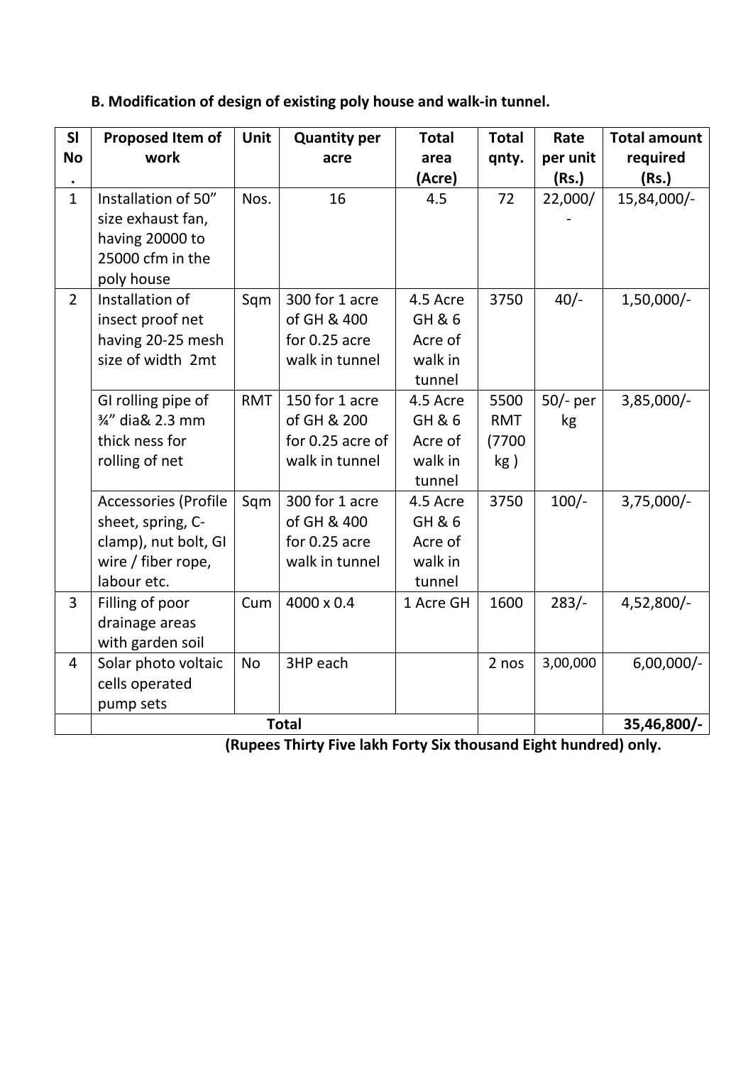**B. Modification of design of existing poly house and walk-in tunnel.**

| Sl No. | Proposed Item of work | Unit | Quantity per acre | Total area (Acre) | Total qnty. | Rate per unit (Rs.) | Total amount required (Rs.) |
|---|---|---|---|---|---|---|---|
| 1 | Installation of 50" size exhaust fan, having 20000 to 25000 cfm in the poly house | Nos. | 16 | 4.5 | 72 | 22,000/- | 15,84,000/- |
| 2 | Installation of insect proof net having 20-25 mesh size of width 2mt | Sqm | 300 for 1 acre of GH & 400 for 0.25 acre walk in tunnel | 4.5 Acre GH & 6 Acre of walk in tunnel | 3750 | 40/- | 1,50,000/- |
| | GI rolling pipe of ¾" dia& 2.3 mm thick ness for rolling of net | RMT | 150 for 1 acre of GH & 200 for 0.25 acre of walk in tunnel | 4.5 Acre GH & 6 Acre of walk in tunnel | 5500 RMT (7700 kg ) | 50/- per kg | 3,85,000/- |
| | Accessories (Profile sheet, spring, C-clamp), nut bolt, GI wire / fiber rope, labour etc. | Sqm | 300 for 1 acre of GH & 400 for 0.25 acre walk in tunnel | 4.5 Acre GH & 6 Acre of walk in tunnel | 3750 | 100/- | 3,75,000/- |
| 3 | Filling of poor drainage areas with garden soil | Cum | 4000 x 0.4 | 1 Acre GH | 1600 | 283/- | 4,52,800/- |
| 4 | Solar photo voltaic cells operated pump sets | No | 3HP each | | 2 nos | 3,00,000 | 6,00,000/- |
| | **Total** | | | | | | **35,46,800/-** |

**(Rupees Thirty Five lakh Forty Six thousand Eight hundred) only.**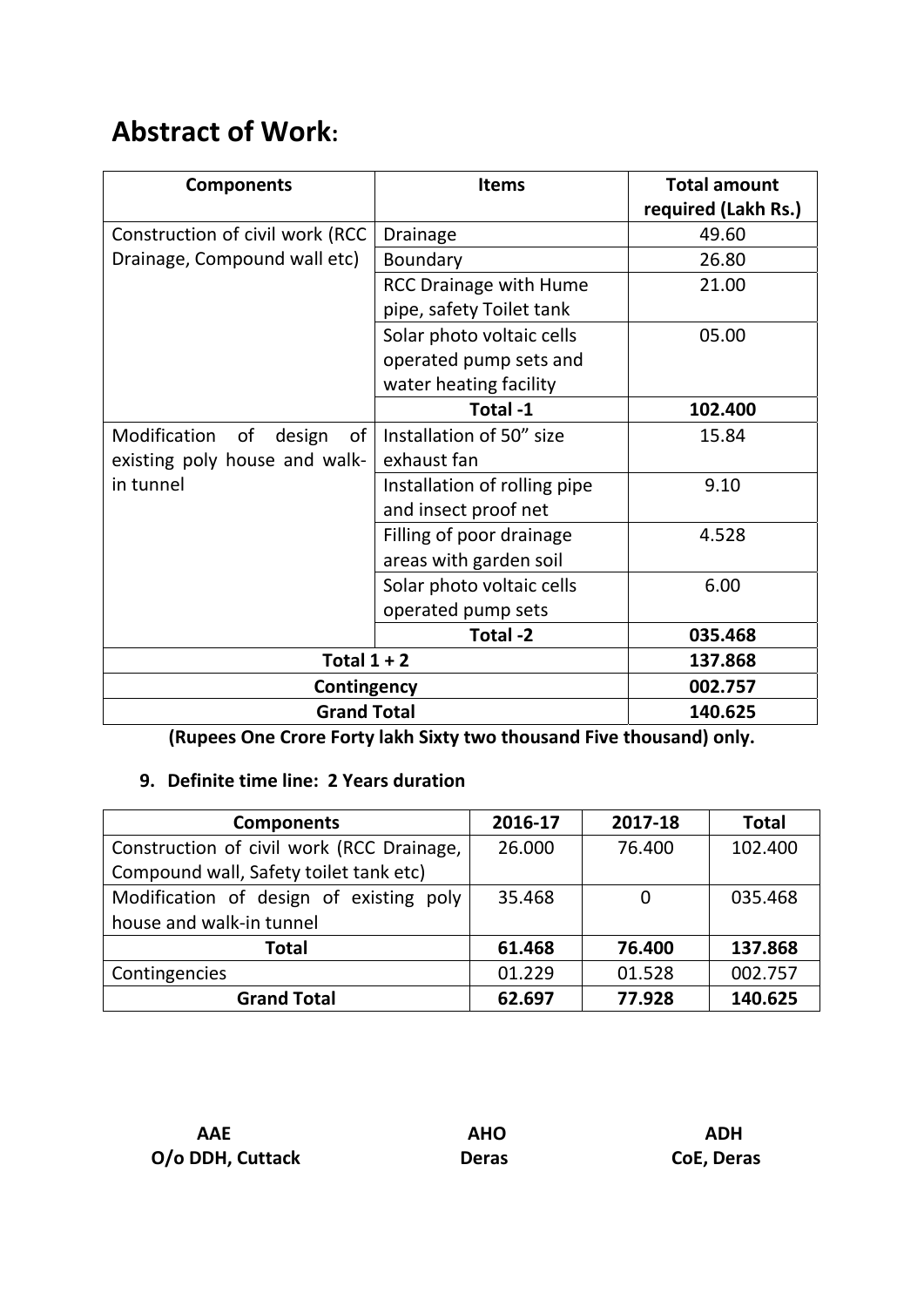# Abstract of Work:

| Components | Items | Total amount required (Lakh Rs.) |
|---|---|---|
| Construction of civil work (RCC Drainage, Compound wall etc) | Drainage | 49.60 |
| | Boundary | 26.80 |
| | RCC Drainage with Hume pipe, safety Toilet tank | 21.00 |
| | Solar photo voltaic cells operated pump sets and water heating facility | 05.00 |
| | **Total -1** | **102.400** |
| Modification of design of existing poly house and walk-in tunnel | Installation of 50" size exhaust fan | 15.84 |
| | Installation of rolling pipe and insect proof net | 9.10 |
| | Filling of poor drainage areas with garden soil | 4.528 |
| | Solar photo voltaic cells operated pump sets | 6.00 |
| | **Total -2** | **035.468** |
| **Total 1 + 2** | | **137.868** |
| **Contingency** | | **002.757** |
| **Grand Total** | | **140.625** |

**(Rupees One Crore Forty lakh Sixty two thousand Five thousand) only.**

**9. Definite time line: 2 Years duration**

| Components | 2016-17 | 2017-18 | Total |
|---|---|---|---|
| Construction of civil work (RCC Drainage, Compound wall, Safety toilet tank etc) | 26.000 | 76.400 | 102.400 |
| Modification of design of existing poly house and walk-in tunnel | 35.468 | 0 | 035.468 |
| **Total** | **61.468** | **76.400** | **137.868** |
| Contingencies | 01.229 | 01.528 | 002.757 |
| **Grand Total** | **62.697** | **77.928** | **140.625** |

**AAE**
**O/o DDH, Cuttack**

**AHO**
**Deras**

**ADH**
**CoE, Deras**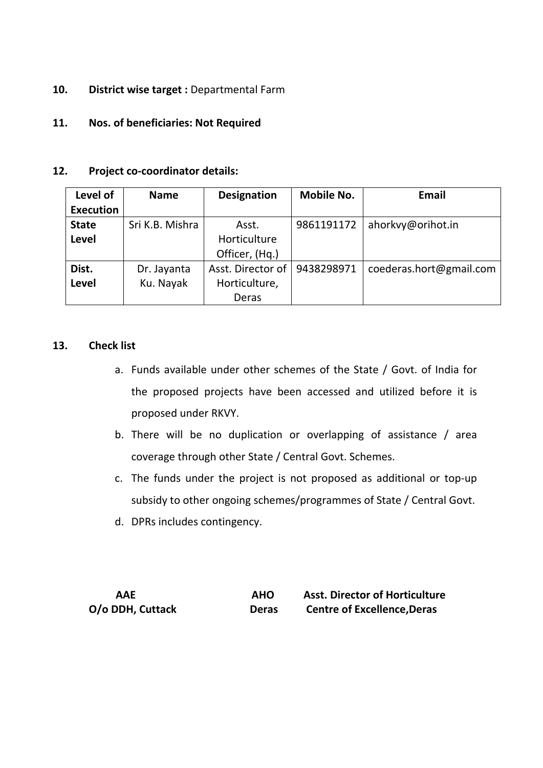**10. District wise target :** Departmental Farm

**11. Nos. of beneficiaries: Not Required**

**12. Project co-coordinator details:**

| Level of Execution | Name | Designation | Mobile No. | Email |
|---|---|---|---|---|
| **State Level** | Sri K.B. Mishra | Asst. Horticulture Officer, (Hq.) | 9861191172 | ahorkvy@orihot.in |
| **Dist. Level** | Dr. Jayanta Ku. Nayak | Asst. Director of Horticulture, Deras | 9438298971 | coederas.hort@gmail.com |

**13. Check list**

a. Funds available under other schemes of the State / Govt. of India for the proposed projects have been accessed and utilized before it is proposed under RKVY.

b. There will be no duplication or overlapping of assistance / area coverage through other State / Central Govt. Schemes.

c. The funds under the project is not proposed as additional or top-up subsidy to other ongoing schemes/programmes of State / Central Govt.

d. DPRs includes contingency.

**AAE**
**O/o DDH, Cuttack**

**AHO**
**Deras**

**Asst. Director of Horticulture**
**Centre of Excellence,Deras**